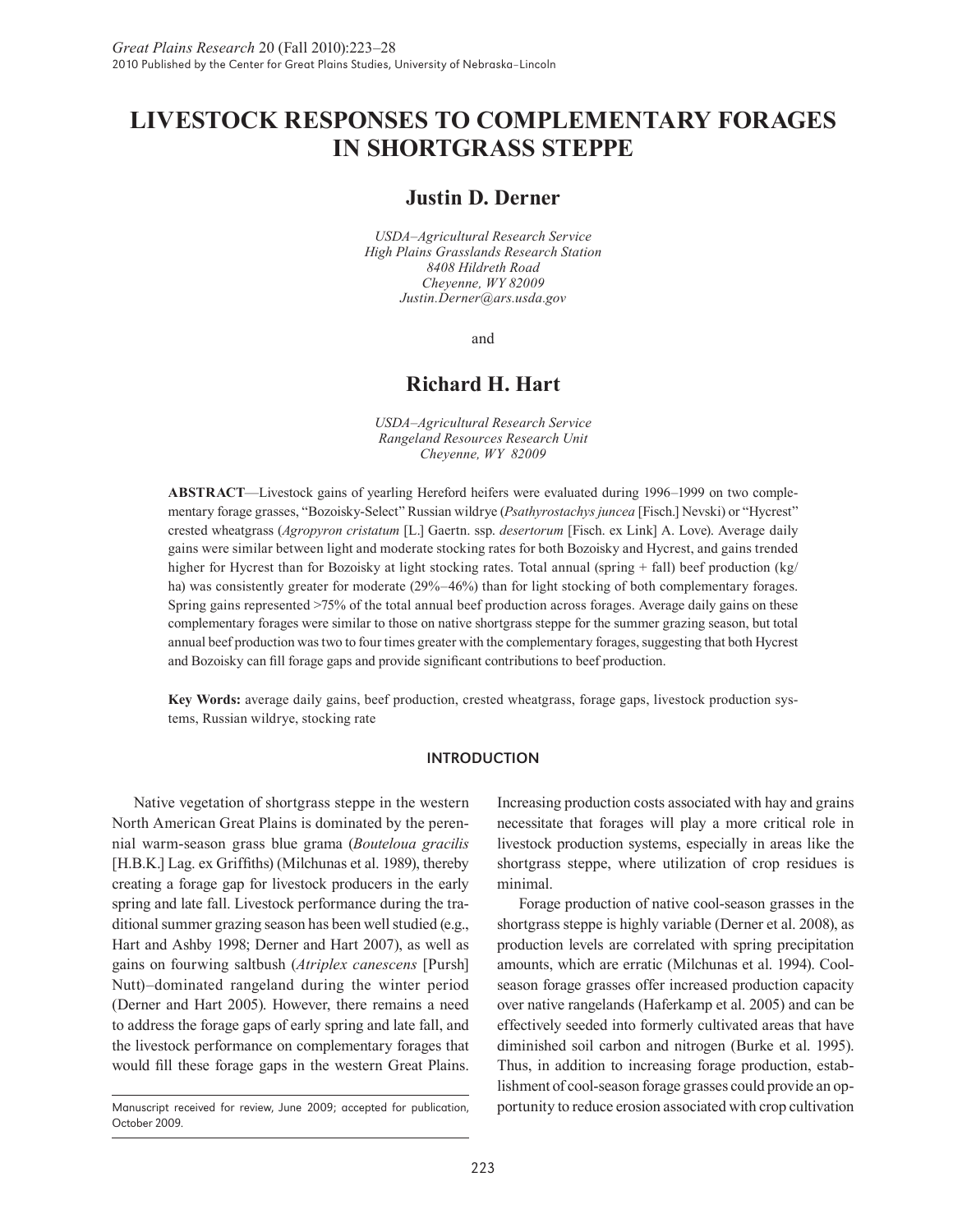# LIVESTOCK RESPONSES TO COMPLEMENTARY FORAGES IN SHORTGRASS STEPPE

## Justin D. Derner

*USDA–Agricultural Research Service*
*High Plains Grasslands Research Station*
*8408 Hildreth Road*
*Cheyenne, WY 82009*
*Justin.Derner@ars.usda.gov*

and

## Richard H. Hart

*USDA–Agricultural Research Service*
*Rangeland Resources Research Unit*
*Cheyenne, WY 82009*

**ABSTRACT**—Livestock gains of yearling Hereford heifers were evaluated during 1996–1999 on two complementary forage grasses, "Bozoisky-Select" Russian wildrye (*Psathyrostachys juncea* [Fisch.] Nevski) or "Hycrest" crested wheatgrass (*Agropyron cristatum* [L.] Gaertn. ssp. *desertorum* [Fisch. ex Link] A. Love). Average daily gains were similar between light and moderate stocking rates for both Bozoisky and Hycrest, and gains trended higher for Hycrest than for Bozoisky at light stocking rates. Total annual (spring + fall) beef production (kg/ha) was consistently greater for moderate (29%–46%) than for light stocking of both complementary forages. Spring gains represented >75% of the total annual beef production across forages. Average daily gains on these complementary forages were similar to those on native shortgrass steppe for the summer grazing season, but total annual beef production was two to four times greater with the complementary forages, suggesting that both Hycrest and Bozoisky can fill forage gaps and provide significant contributions to beef production.

**Key Words:** average daily gains, beef production, crested wheatgrass, forage gaps, livestock production systems, Russian wildrye, stocking rate

### INTRODUCTION

Native vegetation of shortgrass steppe in the western North American Great Plains is dominated by the perennial warm-season grass blue grama (*Bouteloua gracilis* [H.B.K.] Lag. ex Griffiths) (Milchunas et al. 1989), thereby creating a forage gap for livestock producers in the early spring and late fall. Livestock performance during the traditional summer grazing season has been well studied (e.g., Hart and Ashby 1998; Derner and Hart 2007), as well as gains on fourwing saltbush (*Atriplex canescens* [Pursh] Nutt)–dominated rangeland during the winter period (Derner and Hart 2005). However, there remains a need to address the forage gaps of early spring and late fall, and the livestock performance on complementary forages that would fill these forage gaps in the western Great Plains. Increasing production costs associated with hay and grains necessitate that forages will play a more critical role in livestock production systems, especially in areas like the shortgrass steppe, where utilization of crop residues is minimal.

Forage production of native cool-season grasses in the shortgrass steppe is highly variable (Derner et al. 2008), as production levels are correlated with spring precipitation amounts, which are erratic (Milchunas et al. 1994). Cool-season forage grasses offer increased production capacity over native rangelands (Haferkamp et al. 2005) and can be effectively seeded into formerly cultivated areas that have diminished soil carbon and nitrogen (Burke et al. 1995). Thus, in addition to increasing forage production, establishment of cool-season forage grasses could provide an opportunity to reduce erosion associated with crop cultivation

Manuscript received for review, June 2009; accepted for publication, October 2009.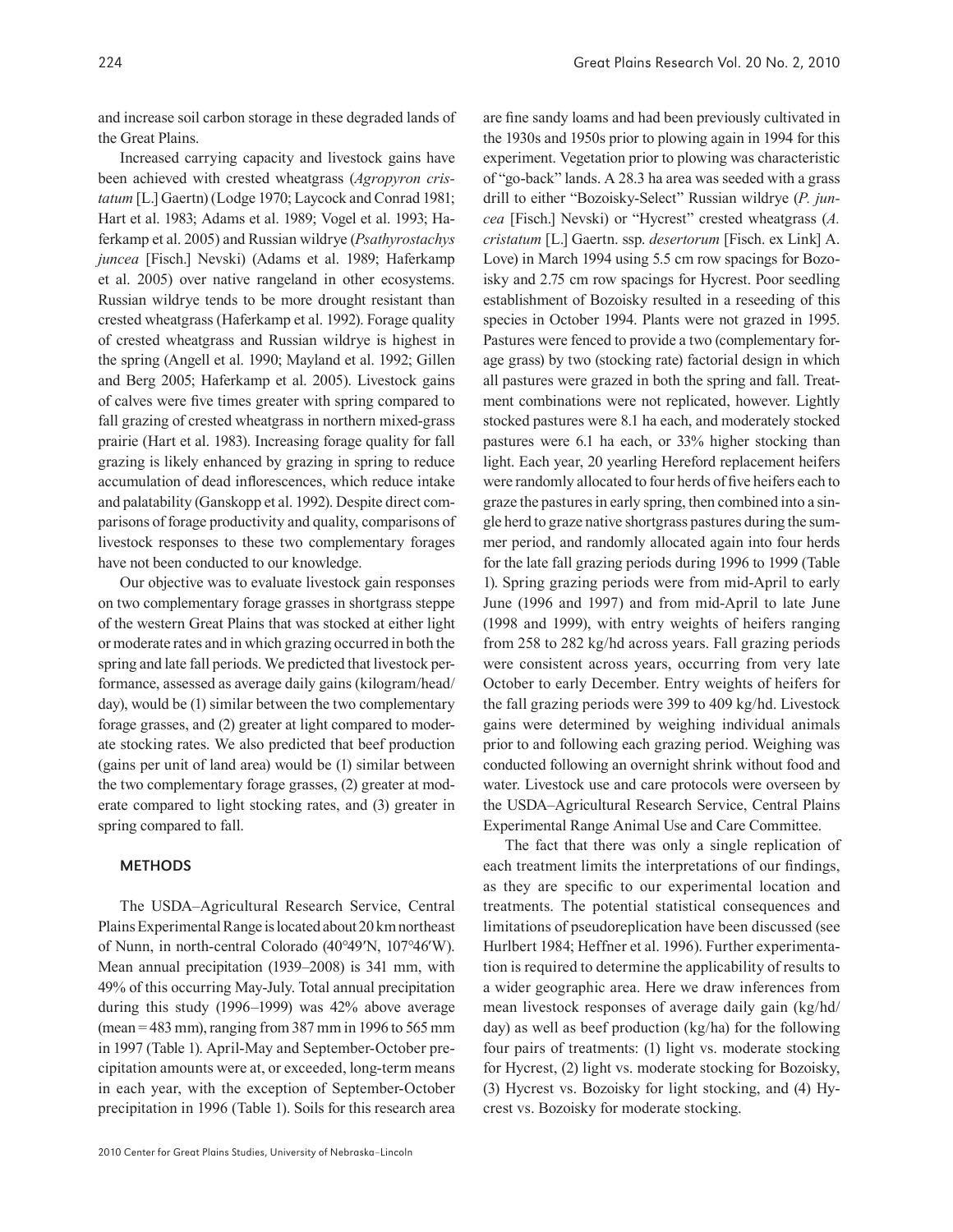and increase soil carbon storage in these degraded lands of the Great Plains.

Increased carrying capacity and livestock gains have been achieved with crested wheatgrass (*Agropyron cristatum* [L.] Gaertn) (Lodge 1970; Laycock and Conrad 1981; Hart et al. 1983; Adams et al. 1989; Vogel et al. 1993; Haferkamp et al. 2005) and Russian wildrye (*Psathyrostachys juncea* [Fisch.] Nevski) (Adams et al. 1989; Haferkamp et al. 2005) over native rangeland in other ecosystems. Russian wildrye tends to be more drought resistant than crested wheatgrass (Haferkamp et al. 1992). Forage quality of crested wheatgrass and Russian wildrye is highest in the spring (Angell et al. 1990; Mayland et al. 1992; Gillen and Berg 2005; Haferkamp et al. 2005). Livestock gains of calves were five times greater with spring compared to fall grazing of crested wheatgrass in northern mixed-grass prairie (Hart et al. 1983). Increasing forage quality for fall grazing is likely enhanced by grazing in spring to reduce accumulation of dead inflorescences, which reduce intake and palatability (Ganskopp et al. 1992). Despite direct comparisons of forage productivity and quality, comparisons of livestock responses to these two complementary forages have not been conducted to our knowledge.

Our objective was to evaluate livestock gain responses on two complementary forage grasses in shortgrass steppe of the western Great Plains that was stocked at either light or moderate rates and in which grazing occurred in both the spring and late fall periods. We predicted that livestock performance, assessed as average daily gains (kilogram/head/day), would be (1) similar between the two complementary forage grasses, and (2) greater at light compared to moderate stocking rates. We also predicted that beef production (gains per unit of land area) would be (1) similar between the two complementary forage grasses, (2) greater at moderate compared to light stocking rates, and (3) greater in spring compared to fall.

## METHODS

The USDA–Agricultural Research Service, Central Plains Experimental Range is located about 20 km northeast of Nunn, in north-central Colorado (40°49′N, 107°46′W). Mean annual precipitation (1939–2008) is 341 mm, with 49% of this occurring May-July. Total annual precipitation during this study (1996–1999) was 42% above average (mean = 483 mm), ranging from 387 mm in 1996 to 565 mm in 1997 (Table 1). April-May and September-October precipitation amounts were at, or exceeded, long-term means in each year, with the exception of September-October precipitation in 1996 (Table 1). Soils for this research area are fine sandy loams and had been previously cultivated in the 1930s and 1950s prior to plowing again in 1994 for this experiment. Vegetation prior to plowing was characteristic of "go-back" lands. A 28.3 ha area was seeded with a grass drill to either "Bozoisky-Select" Russian wildrye (*P. juncea* [Fisch.] Nevski) or "Hycrest" crested wheatgrass (*A. cristatum* [L.] Gaertn. ssp. *desertorum* [Fisch. ex Link] A. Love) in March 1994 using 5.5 cm row spacings for Bozoisky and 2.75 cm row spacings for Hycrest. Poor seedling establishment of Bozoisky resulted in a reseeding of this species in October 1994. Plants were not grazed in 1995. Pastures were fenced to provide a two (complementary forage grass) by two (stocking rate) factorial design in which all pastures were grazed in both the spring and fall. Treatment combinations were not replicated, however. Lightly stocked pastures were 8.1 ha each, and moderately stocked pastures were 6.1 ha each, or 33% higher stocking than light. Each year, 20 yearling Hereford replacement heifers were randomly allocated to four herds of five heifers each to graze the pastures in early spring, then combined into a single herd to graze native shortgrass pastures during the summer period, and randomly allocated again into four herds for the late fall grazing periods during 1996 to 1999 (Table 1). Spring grazing periods were from mid-April to early June (1996 and 1997) and from mid-April to late June (1998 and 1999), with entry weights of heifers ranging from 258 to 282 kg/hd across years. Fall grazing periods were consistent across years, occurring from very late October to early December. Entry weights of heifers for the fall grazing periods were 399 to 409 kg/hd. Livestock gains were determined by weighing individual animals prior to and following each grazing period. Weighing was conducted following an overnight shrink without food and water. Livestock use and care protocols were overseen by the USDA–Agricultural Research Service, Central Plains Experimental Range Animal Use and Care Committee.

The fact that there was only a single replication of each treatment limits the interpretations of our findings, as they are specific to our experimental location and treatments. The potential statistical consequences and limitations of pseudoreplication have been discussed (see Hurlbert 1984; Heffner et al. 1996). Further experimentation is required to determine the applicability of results to a wider geographic area. Here we draw inferences from mean livestock responses of average daily gain (kg/hd/day) as well as beef production (kg/ha) for the following four pairs of treatments: (1) light vs. moderate stocking for Hycrest, (2) light vs. moderate stocking for Bozoisky, (3) Hycrest vs. Bozoisky for light stocking, and (4) Hycrest vs. Bozoisky for moderate stocking.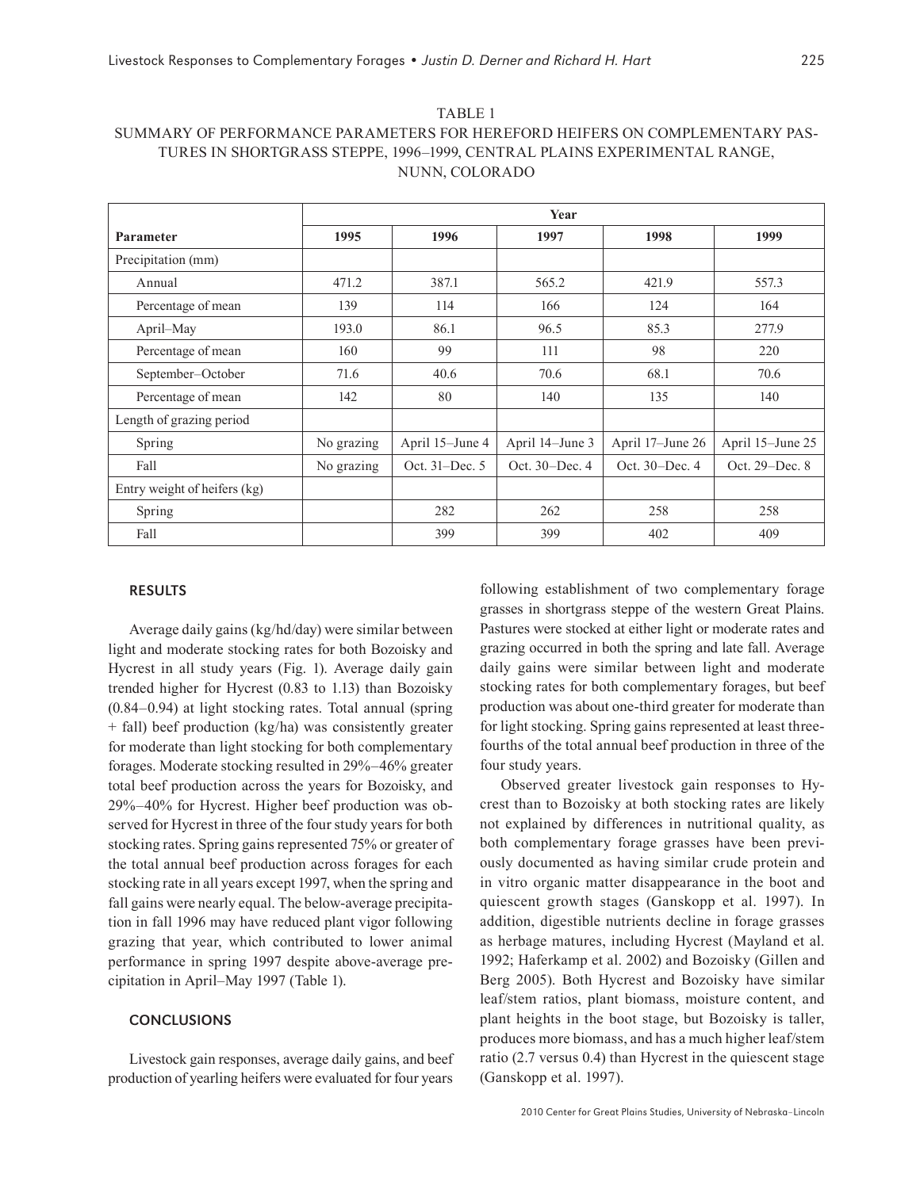TABLE 1

SUMMARY OF PERFORMANCE PARAMETERS FOR HEREFORD HEIFERS ON COMPLEMENTARY PASTURES IN SHORTGRASS STEPPE, 1996–1999, CENTRAL PLAINS EXPERIMENTAL RANGE, NUNN, COLORADO

| Parameter | Year | | | | |
|---|---|---|---|---|---|
| | 1995 | 1996 | 1997 | 1998 | 1999 |
| Precipitation (mm) | | | | | |
| Annual | 471.2 | 387.1 | 565.2 | 421.9 | 557.3 |
| Percentage of mean | 139 | 114 | 166 | 124 | 164 |
| April–May | 193.0 | 86.1 | 96.5 | 85.3 | 277.9 |
| Percentage of mean | 160 | 99 | 111 | 98 | 220 |
| September–October | 71.6 | 40.6 | 70.6 | 68.1 | 70.6 |
| Percentage of mean | 142 | 80 | 140 | 135 | 140 |
| Length of grazing period | | | | | |
| Spring | No grazing | April 15–June 4 | April 14–June 3 | April 17–June 26 | April 15–June 25 |
| Fall | No grazing | Oct. 31–Dec. 5 | Oct. 30–Dec. 4 | Oct. 30–Dec. 4 | Oct. 29–Dec. 8 |
| Entry weight of heifers (kg) | | | | | |
| Spring | | 282 | 262 | 258 | 258 |
| Fall | | 399 | 399 | 402 | 409 |

## RESULTS

Average daily gains (kg/hd/day) were similar between light and moderate stocking rates for both Bozoisky and Hycrest in all study years (Fig. 1). Average daily gain trended higher for Hycrest (0.83 to 1.13) than Bozoisky (0.84–0.94) at light stocking rates. Total annual (spring + fall) beef production (kg/ha) was consistently greater for moderate than light stocking for both complementary forages. Moderate stocking resulted in 29%–46% greater total beef production across the years for Bozoisky, and 29%–40% for Hycrest. Higher beef production was observed for Hycrest in three of the four study years for both stocking rates. Spring gains represented 75% or greater of the total annual beef production across forages for each stocking rate in all years except 1997, when the spring and fall gains were nearly equal. The below-average precipitation in fall 1996 may have reduced plant vigor following grazing that year, which contributed to lower animal performance in spring 1997 despite above-average precipitation in April–May 1997 (Table 1).

## CONCLUSIONS

Livestock gain responses, average daily gains, and beef production of yearling heifers were evaluated for four years following establishment of two complementary forage grasses in shortgrass steppe of the western Great Plains. Pastures were stocked at either light or moderate rates and grazing occurred in both the spring and late fall. Average daily gains were similar between light and moderate stocking rates for both complementary forages, but beef production was about one-third greater for moderate than for light stocking. Spring gains represented at least three-fourths of the total annual beef production in three of the four study years.

Observed greater livestock gain responses to Hycrest than to Bozoisky at both stocking rates are likely not explained by differences in nutritional quality, as both complementary forage grasses have been previously documented as having similar crude protein and in vitro organic matter disappearance in the boot and quiescent growth stages (Ganskopp et al. 1997). In addition, digestible nutrients decline in forage grasses as herbage matures, including Hycrest (Mayland et al. 1992; Haferkamp et al. 2002) and Bozoisky (Gillen and Berg 2005). Both Hycrest and Bozoisky have similar leaf/stem ratios, plant biomass, moisture content, and plant heights in the boot stage, but Bozoisky is taller, produces more biomass, and has a much higher leaf/stem ratio (2.7 versus 0.4) than Hycrest in the quiescent stage (Ganskopp et al. 1997).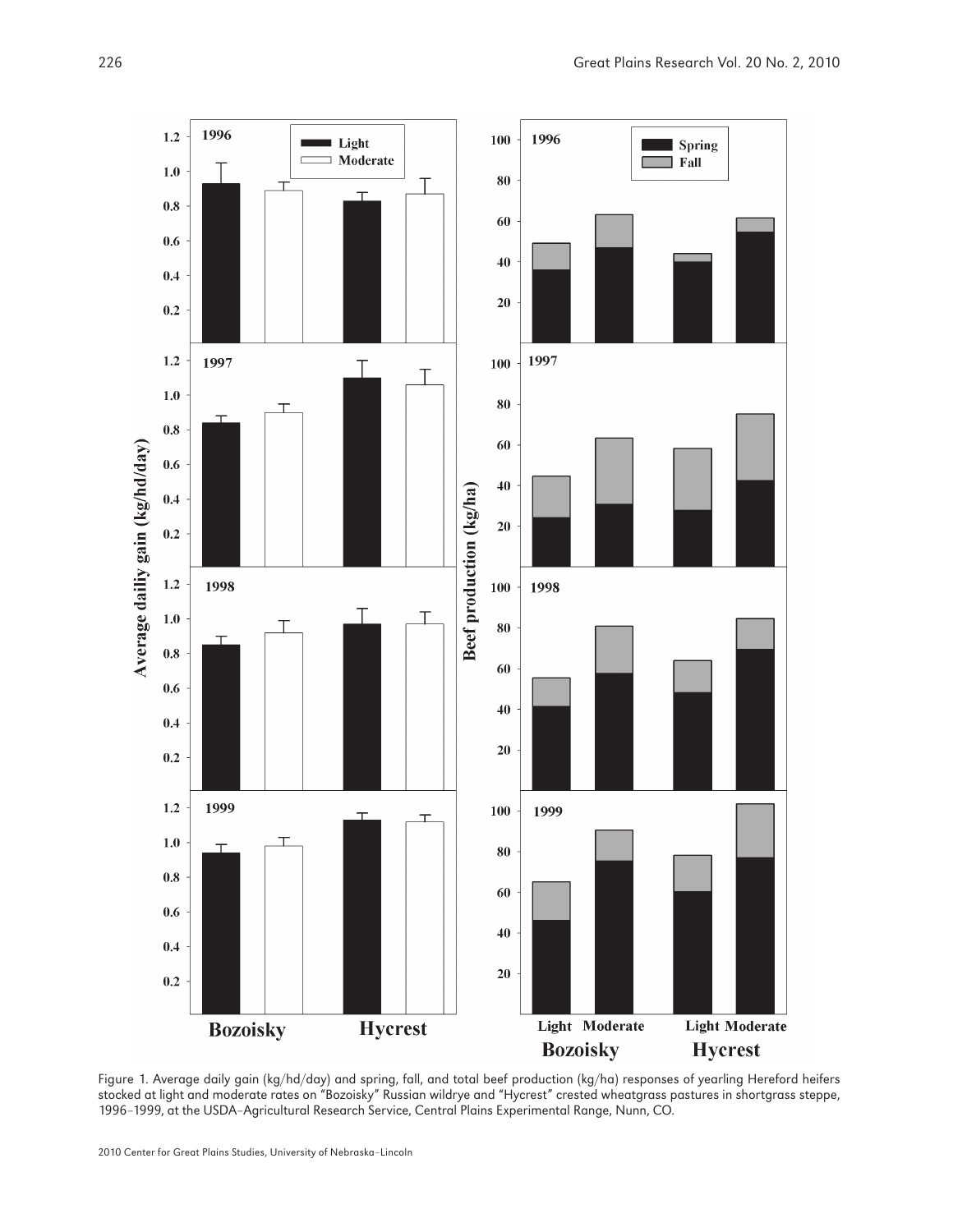Figure 1. Average daily gain (kg/hd/day) and spring, fall, and total beef production (kg/ha) responses of yearling Hereford heifers stocked at light and moderate rates on "Bozoisky" Russian wildrye and "Hycrest" crested wheatgrass pastures in shortgrass steppe, 1996–1999, at the USDA–Agricultural Research Service, Central Plains Experimental Range, Nunn, CO.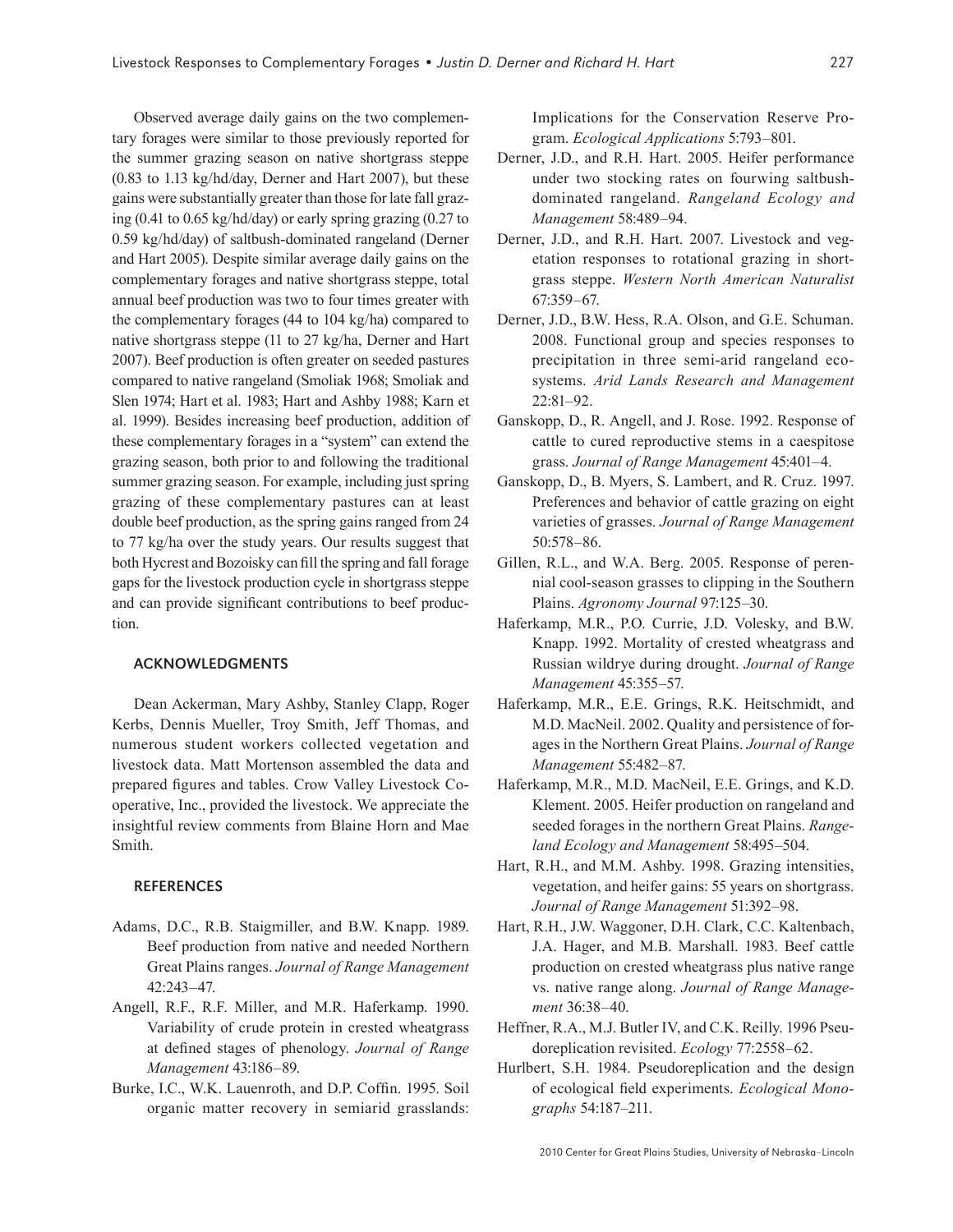Observed average daily gains on the two complementary forages were similar to those previously reported for the summer grazing season on native shortgrass steppe (0.83 to 1.13 kg/hd/day, Derner and Hart 2007), but these gains were substantially greater than those for late fall grazing (0.41 to 0.65 kg/hd/day) or early spring grazing (0.27 to 0.59 kg/hd/day) of saltbush-dominated rangeland (Derner and Hart 2005). Despite similar average daily gains on the complementary forages and native shortgrass steppe, total annual beef production was two to four times greater with the complementary forages (44 to 104 kg/ha) compared to native shortgrass steppe (11 to 27 kg/ha, Derner and Hart 2007). Beef production is often greater on seeded pastures compared to native rangeland (Smoliak 1968; Smoliak and Slen 1974; Hart et al. 1983; Hart and Ashby 1988; Karn et al. 1999). Besides increasing beef production, addition of these complementary forages in a "system" can extend the grazing season, both prior to and following the traditional summer grazing season. For example, including just spring grazing of these complementary pastures can at least double beef production, as the spring gains ranged from 24 to 77 kg/ha over the study years. Our results suggest that both Hycrest and Bozoisky can fill the spring and fall forage gaps for the livestock production cycle in shortgrass steppe and can provide significant contributions to beef production.

## ACKNOWLEDGMENTS

Dean Ackerman, Mary Ashby, Stanley Clapp, Roger Kerbs, Dennis Mueller, Troy Smith, Jeff Thomas, and numerous student workers collected vegetation and livestock data. Matt Mortenson assembled the data and prepared figures and tables. Crow Valley Livestock Cooperative, Inc., provided the livestock. We appreciate the insightful review comments from Blaine Horn and Mae Smith.

## REFERENCES

Adams, D.C., R.B. Staigmiller, and B.W. Knapp. 1989. Beef production from native and needed Northern Great Plains ranges. *Journal of Range Management* 42:243–47.

Angell, R.F., R.F. Miller, and M.R. Haferkamp. 1990. Variability of crude protein in crested wheatgrass at defined stages of phenology. *Journal of Range Management* 43:186–89.

Burke, I.C., W.K. Lauenroth, and D.P. Coffin. 1995. Soil organic matter recovery in semiarid grasslands: Implications for the Conservation Reserve Program. *Ecological Applications* 5:793–801.

Derner, J.D., and R.H. Hart. 2005. Heifer performance under two stocking rates on fourwing saltbush-dominated rangeland. *Rangeland Ecology and Management* 58:489–94.

Derner, J.D., and R.H. Hart. 2007. Livestock and vegetation responses to rotational grazing in shortgrass steppe. *Western North American Naturalist* 67:359–67.

Derner, J.D., B.W. Hess, R.A. Olson, and G.E. Schuman. 2008. Functional group and species responses to precipitation in three semi-arid rangeland ecosystems. *Arid Lands Research and Management* 22:81–92.

Ganskopp, D., R. Angell, and J. Rose. 1992. Response of cattle to cured reproductive stems in a caespitose grass. *Journal of Range Management* 45:401–4.

Ganskopp, D., B. Myers, S. Lambert, and R. Cruz. 1997. Preferences and behavior of cattle grazing on eight varieties of grasses. *Journal of Range Management* 50:578–86.

Gillen, R.L., and W.A. Berg. 2005. Response of perennial cool-season grasses to clipping in the Southern Plains. *Agronomy Journal* 97:125–30.

Haferkamp, M.R., P.O. Currie, J.D. Volesky, and B.W. Knapp. 1992. Mortality of crested wheatgrass and Russian wildrye during drought. *Journal of Range Management* 45:355–57.

Haferkamp, M.R., E.E. Grings, R.K. Heitschmidt, and M.D. MacNeil. 2002. Quality and persistence of forages in the Northern Great Plains. *Journal of Range Management* 55:482–87.

Haferkamp, M.R., M.D. MacNeil, E.E. Grings, and K.D. Klement. 2005. Heifer production on rangeland and seeded forages in the northern Great Plains. *Rangeland Ecology and Management* 58:495–504.

Hart, R.H., and M.M. Ashby. 1998. Grazing intensities, vegetation, and heifer gains: 55 years on shortgrass. *Journal of Range Management* 51:392–98.

Hart, R.H., J.W. Waggoner, D.H. Clark, C.C. Kaltenbach, J.A. Hager, and M.B. Marshall. 1983. Beef cattle production on crested wheatgrass plus native range vs. native range along. *Journal of Range Management* 36:38–40.

Heffner, R.A., M.J. Butler IV, and C.K. Reilly. 1996 Pseudoreplication revisited. *Ecology* 77:2558–62.

Hurlbert, S.H. 1984. Pseudoreplication and the design of ecological field experiments. *Ecological Monographs* 54:187–211.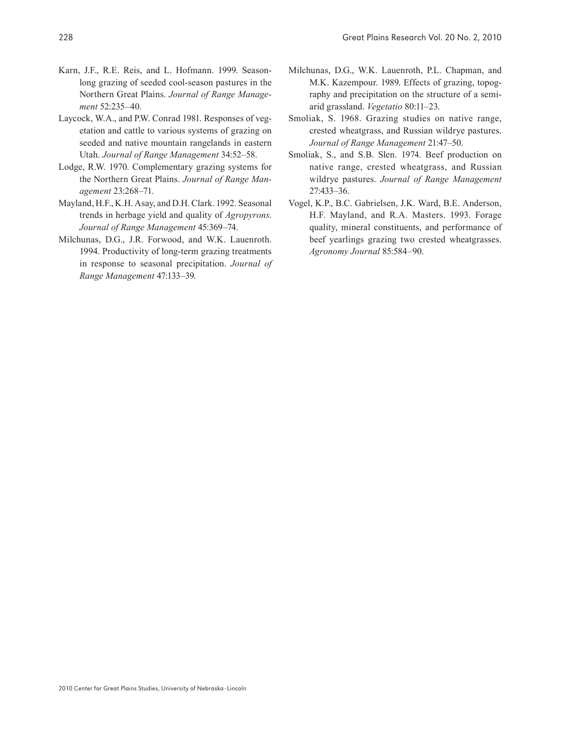Karn, J.F., R.E. Reis, and L. Hofmann. 1999. Season-long grazing of seeded cool-season pastures in the Northern Great Plains. *Journal of Range Management* 52:235–40.

Laycock, W.A., and P.W. Conrad 1981. Responses of vegetation and cattle to various systems of grazing on seeded and native mountain rangelands in eastern Utah. *Journal of Range Management* 34:52–58.

Lodge, R.W. 1970. Complementary grazing systems for the Northern Great Plains. *Journal of Range Management* 23:268–71.

Mayland, H.F., K.H. Asay, and D.H. Clark. 1992. Seasonal trends in herbage yield and quality of *Agropyrons*. *Journal of Range Management* 45:369–74.

Milchunas, D.G., J.R. Forwood, and W.K. Lauenroth. 1994. Productivity of long-term grazing treatments in response to seasonal precipitation. *Journal of Range Management* 47:133–39.

Milchunas, D.G., W.K. Lauenroth, P.L. Chapman, and M.K. Kazempour. 1989. Effects of grazing, topography and precipitation on the structure of a semi-arid grassland. *Vegetatio* 80:11–23.

Smoliak, S. 1968. Grazing studies on native range, crested wheatgrass, and Russian wildrye pastures. *Journal of Range Management* 21:47–50.

Smoliak, S., and S.B. Slen. 1974. Beef production on native range, crested wheatgrass, and Russian wildrye pastures. *Journal of Range Management* 27:433–36.

Vogel, K.P., B.C. Gabrielsen, J.K. Ward, B.E. Anderson, H.F. Mayland, and R.A. Masters. 1993. Forage quality, mineral constituents, and performance of beef yearlings grazing two crested wheatgrasses. *Agronomy Journal* 85:584–90.